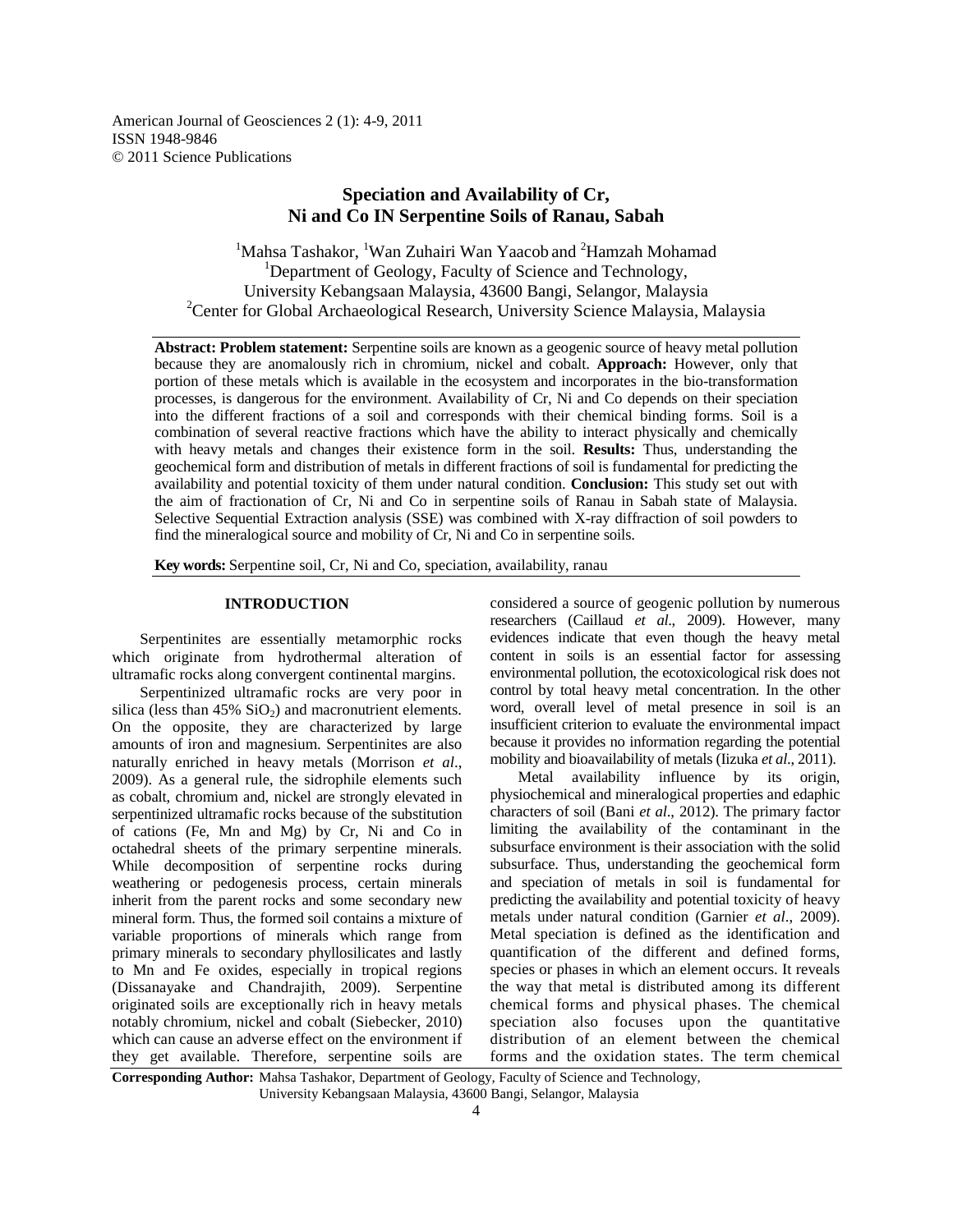American Journal of Geosciences 2 (1): 4-9, 2011
ISSN 1948-9846
© 2011 Science Publications

# Speciation and Availability of Cr, Ni and Co IN Serpentine Soils of Ranau, Sabah

[1]Mahsa Tashakor, [1]Wan Zuhairi Wan Yaacob and [2]Hamzah Mohamad
[1]Department of Geology, Faculty of Science and Technology,
University Kebangsaan Malaysia, 43600 Bangi, Selangor, Malaysia
[2]Center for Global Archaeological Research, University Science Malaysia, Malaysia

**Abstract: Problem statement:** Serpentine soils are known as a geogenic source of heavy metal pollution because they are anomalously rich in chromium, nickel and cobalt. **Approach:** However, only that portion of these metals which is available in the ecosystem and incorporates in the bio-transformation processes, is dangerous for the environment. Availability of Cr, Ni and Co depends on their speciation into the different fractions of a soil and corresponds with their chemical binding forms. Soil is a combination of several reactive fractions which have the ability to interact physically and chemically with heavy metals and changes their existence form in the soil. **Results:** Thus, understanding the geochemical form and distribution of metals in different fractions of soil is fundamental for predicting the availability and potential toxicity of them under natural condition. **Conclusion:** This study set out with the aim of fractionation of Cr, Ni and Co in serpentine soils of Ranau in Sabah state of Malaysia. Selective Sequential Extraction analysis (SSE) was combined with X-ray diffraction of soil powders to find the mineralogical source and mobility of Cr, Ni and Co in serpentine soils.

**Key words:** Serpentine soil, Cr, Ni and Co, speciation, availability, ranau

## INTRODUCTION

Serpentinites are essentially metamorphic rocks which originate from hydrothermal alteration of ultramafic rocks along convergent continental margins.

Serpentinized ultramafic rocks are very poor in silica (less than 45% $SiO_2$) and macronutrient elements. On the opposite, they are characterized by large amounts of iron and magnesium. Serpentinites are also naturally enriched in heavy metals (Morrison *et al*., 2009). As a general rule, the sidrophile elements such as cobalt, chromium and, nickel are strongly elevated in serpentinized ultramafic rocks because of the substitution of cations (Fe, Mn and Mg) by Cr, Ni and Co in octahedral sheets of the primary serpentine minerals. While decomposition of serpentine rocks during weathering or pedogenesis process, certain minerals inherit from the parent rocks and some secondary new mineral form. Thus, the formed soil contains a mixture of variable proportions of minerals which range from primary minerals to secondary phyllosilicates and lastly to Mn and Fe oxides, especially in tropical regions (Dissanayake and Chandrajith, 2009). Serpentine originated soils are exceptionally rich in heavy metals notably chromium, nickel and cobalt (Siebecker, 2010) which can cause an adverse effect on the environment if they get available. Therefore, serpentine soils are considered a source of geogenic pollution by numerous researchers (Caillaud *et al*., 2009). However, many evidences indicate that even though the heavy metal content in soils is an essential factor for assessing environmental pollution, the ecotoxicological risk does not control by total heavy metal concentration. In the other word, overall level of metal presence in soil is an insufficient criterion to evaluate the environmental impact because it provides no information regarding the potential mobility and bioavailability of metals (Iizuka *et al*., 2011).

Metal availability influence by its origin, physiochemical and mineralogical properties and edaphic characters of soil (Bani *et al*., 2012). The primary factor limiting the availability of the contaminant in the subsurface environment is their association with the solid subsurface. Thus, understanding the geochemical form and speciation of metals in soil is fundamental for predicting the availability and potential toxicity of heavy metals under natural condition (Garnier *et al*., 2009). Metal speciation is defined as the identification and quantification of the different and defined forms, species or phases in which an element occurs. It reveals the way that metal is distributed among its different chemical forms and physical phases. The chemical speciation also focuses upon the quantitative distribution of an element between the chemical forms and the oxidation states. The term chemical

**Corresponding Author:** Mahsa Tashakor, Department of Geology, Faculty of Science and Technology, University Kebangsaan Malaysia, 43600 Bangi, Selangor, Malaysia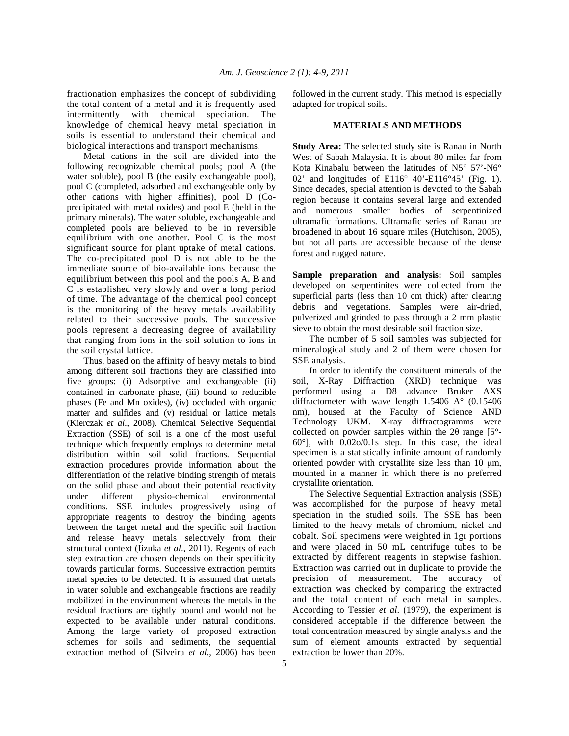fractionation emphasizes the concept of subdividing the total content of a metal and it is frequently used intermittently with chemical speciation. The knowledge of chemical heavy metal speciation in soils is essential to understand their chemical and biological interactions and transport mechanisms.

Metal cations in the soil are divided into the following recognizable chemical pools; pool A (the water soluble), pool B (the easily exchangeable pool), pool C (completed, adsorbed and exchangeable only by other cations with higher affinities), pool D (Co-precipitated with metal oxides) and pool E (held in the primary minerals). The water soluble, exchangeable and completed pools are believed to be in reversible equilibrium with one another. Pool C is the most significant source for plant uptake of metal cations. The co-precipitated pool D is not able to be the immediate source of bio-available ions because the equilibrium between this pool and the pools A, B and C is established very slowly and over a long period of time. The advantage of the chemical pool concept is the monitoring of the heavy metals availability related to their successive pools. The successive pools represent a decreasing degree of availability that ranging from ions in the soil solution to ions in the soil crystal lattice.

Thus, based on the affinity of heavy metals to bind among different soil fractions they are classified into five groups: (i) Adsorptive and exchangeable (ii) contained in carbonate phase, (iii) bound to reducible phases (Fe and Mn oxides), (iv) occluded with organic matter and sulfides and (v) residual or lattice metals (Kierczak *et al*., 2008). Chemical Selective Sequential Extraction (SSE) of soil is a one of the most useful technique which frequently employs to determine metal distribution within soil solid fractions. Sequential extraction procedures provide information about the differentiation of the relative binding strength of metals on the solid phase and about their potential reactivity under different physio-chemical environmental conditions. SSE includes progressively using of appropriate reagents to destroy the binding agents between the target metal and the specific soil fraction and release heavy metals selectively from their structural context (Iizuka *et al*., 2011). Regents of each step extraction are chosen depends on their specificity towards particular forms. Successive extraction permits metal species to be detected. It is assumed that metals in water soluble and exchangeable fractions are readily mobilized in the environment whereas the metals in the residual fractions are tightly bound and would not be expected to be available under natural conditions. Among the large variety of proposed extraction schemes for soils and sediments, the sequential extraction method of (Silveira *et al*., 2006) has been followed in the current study. This method is especially adapted for tropical soils.

## MATERIALS AND METHODS

**Study Area:** The selected study site is Ranau in North West of Sabah Malaysia. It is about 80 miles far from Kota Kinabalu between the latitudes of N5° 57'-N6° 02' and longitudes of E116° 40'-E116°45' (Fig. 1). Since decades, special attention is devoted to the Sabah region because it contains several large and extended and numerous smaller bodies of serpentinized ultramafic formations. Ultramafic series of Ranau are broadened in about 16 square miles (Hutchison, 2005), but not all parts are accessible because of the dense forest and rugged nature.

**Sample preparation and analysis:** Soil samples developed on serpentinites were collected from the superficial parts (less than 10 cm thick) after clearing debris and vegetations. Samples were air-dried, pulverized and grinded to pass through a 2 mm plastic sieve to obtain the most desirable soil fraction size.

The number of 5 soil samples was subjected for mineralogical study and 2 of them were chosen for SSE analysis.

In order to identify the constituent minerals of the soil, X-Ray Diffraction (XRD) technique was performed using a D8 advance Bruker AXS diffractometer with wave length 1.5406 A° (0.15406 nm), housed at the Faculty of Science AND Technology UKM. X-ray diffractogramms were collected on powder samples within the 2θ range [5°-60°], with 0.02o/0.1s step. In this case, the ideal specimen is a statistically infinite amount of randomly oriented powder with crystallite size less than 10 μm, mounted in a manner in which there is no preferred crystallite orientation.

The Selective Sequential Extraction analysis (SSE) was accomplished for the purpose of heavy metal speciation in the studied soils. The SSE has been limited to the heavy metals of chromium, nickel and cobalt. Soil specimens were weighted in 1gr portions and were placed in 50 mL centrifuge tubes to be extracted by different reagents in stepwise fashion. Extraction was carried out in duplicate to provide the precision of measurement. The accuracy of extraction was checked by comparing the extracted and the total content of each metal in samples. According to Tessier *et al*. (1979), the experiment is considered acceptable if the difference between the total concentration measured by single analysis and the sum of element amounts extracted by sequential extraction be lower than 20%.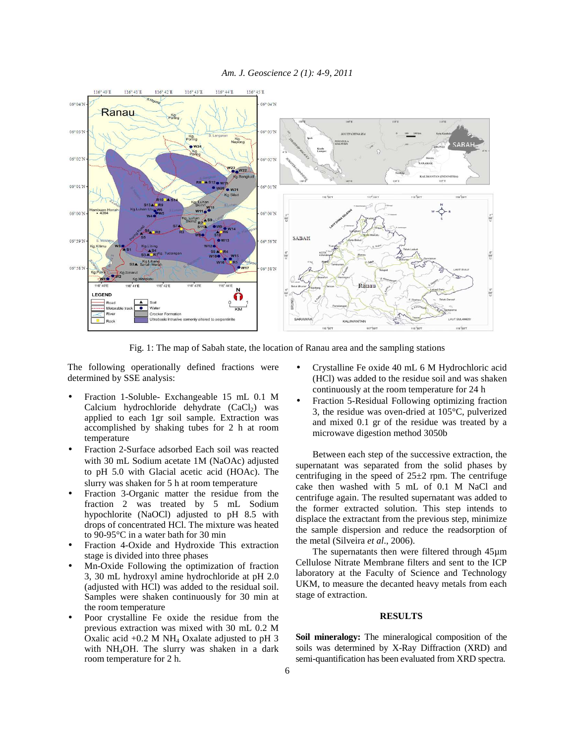Fig. 1: The map of Sabah state, the location of Ranau area and the sampling stations

The following operationally defined fractions were determined by SSE analysis:

- Fraction 1-Soluble- Exchangeable 15 mL 0.1 M Calcium hydrochloride dehydrate ($CaCl_2$) was applied to each 1gr soil sample. Extraction was accomplished by shaking tubes for 2 h at room temperature
- Fraction 2-Surface adsorbed Each soil was reacted with 30 mL Sodium acetate 1M (NaOAc) adjusted to pH 5.0 with Glacial acetic acid (HOAc). The slurry was shaken for 5 h at room temperature
- Fraction 3-Organic matter the residue from the fraction 2 was treated by 5 mL Sodium hypochlorite (NaOCl) adjusted to pH 8.5 with drops of concentrated HCl. The mixture was heated to 90-95°C in a water bath for 30 min
- Fraction 4-Oxide and Hydroxide This extraction stage is divided into three phases
- Mn-Oxide Following the optimization of fraction 3, 30 mL hydroxyl amine hydrochloride at pH 2.0 (adjusted with HCl) was added to the residual soil. Samples were shaken continuously for 30 min at the room temperature
- Poor crystalline Fe oxide the residue from the previous extraction was mixed with 30 mL 0.2 M Oxalic acid +0.2 M $NH_4$ Oxalate adjusted to pH 3 with $NH_4OH$. The slurry was shaken in a dark room temperature for 2 h.
- Crystalline Fe oxide 40 mL 6 M Hydrochloric acid (HCl) was added to the residue soil and was shaken continuously at the room temperature for 24 h
- Fraction 5-Residual Following optimizing fraction 3, the residue was oven-dried at 105°C, pulverized and mixed 0.1 gr of the residue was treated by a microwave digestion method 3050b

Between each step of the successive extraction, the supernatant was separated from the solid phases by centrifuging in the speed of 25±2 rpm. The centrifuge cake then washed with 5 mL of 0.1 M NaCl and centrifuge again. The resulted supernatant was added to the former extracted solution. This step intends to displace the extractant from the previous step, minimize the sample dispersion and reduce the readsorption of the metal (Silveira *et al*., 2006).

The supernatants then were filtered through 45µm Cellulose Nitrate Membrane filters and sent to the ICP laboratory at the Faculty of Science and Technology UKM, to measure the decanted heavy metals from each stage of extraction.

## RESULTS

**Soil mineralogy:** The mineralogical composition of the soils was determined by X-Ray Diffraction (XRD) and semi-quantification has been evaluated from XRD spectra.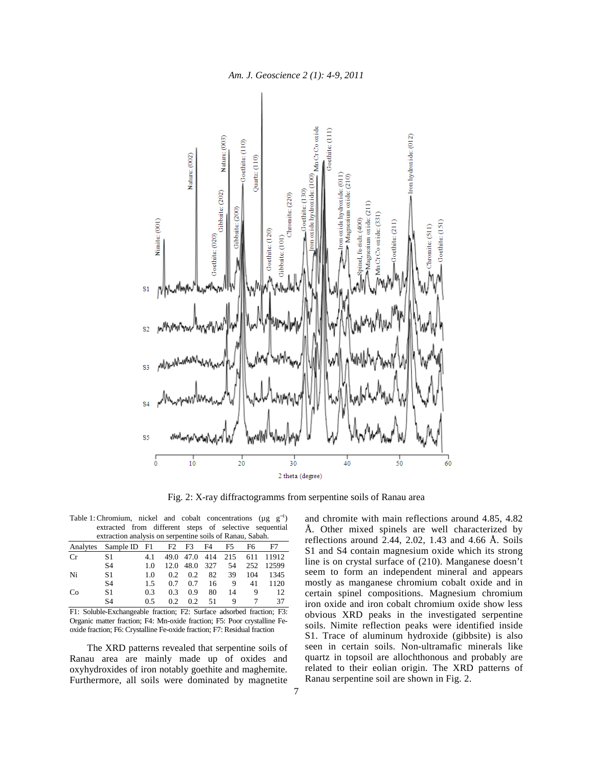Fig. 2: X-ray diffractogramms from serpentine soils of Ranau area

Table 1: Chromium, nickel and cobalt concentrations (μg $g^{-1}$) extracted from different steps of selective sequential extraction analysis on serpentine soils of Ranau, Sabah.

| Analytes | Sample ID | F1 | F2 | F3 | F4 | F5 | F6 | F7 |
|---|---|---|---|---|---|---|---|---|
| Cr | S1 | 4.1 | 49.0 | 47.0 | 414 | 215 | 611 | 11912 |
| | S4 | 1.0 | 12.0 | 48.0 | 327 | 54 | 252 | 12599 |
| Ni | S1 | 1.0 | 0.2 | 0.2 | 82 | 39 | 104 | 1345 |
| | S4 | 1.5 | 0.7 | 0.7 | 16 | 9 | 41 | 1120 |
| Co | S1 | 0.3 | 0.3 | 0.9 | 80 | 14 | 9 | 12 |
| | S4 | 0.5 | 0.2 | 0.2 | 51 | 9 | 7 | 37 |

F1: Soluble-Exchangeable fraction; F2: Surface adsorbed fraction; F3: Organic matter fraction; F4: Mn-oxide fraction; F5: Poor crystalline Fe-oxide fraction; F6: Crystalline Fe-oxide fraction; F7: Residual fraction

The XRD patterns revealed that serpentine soils of Ranau area are mainly made up of oxides and oxyhydroxides of iron notably goethite and maghemite. Furthermore, all soils were dominated by magnetite and chromite with main reflections around 4.85, 4.82 Å. Other mixed spinels are well characterized by reflections around 2.44, 2.02, 1.43 and 4.66 Å. Soils S1 and S4 contain magnesium oxide which its strong line is on crystal surface of (210). Manganese doesn't seem to form an independent mineral and appears mostly as manganese chromium cobalt oxide and in certain spinel compositions. Magnesium chromium iron oxide and iron cobalt chromium oxide show less obvious XRD peaks in the investigated serpentine soils. Nimite reflection peaks were identified inside S1. Trace of aluminum hydroxide (gibbsite) is also seen in certain soils. Non-ultramafic minerals like quartz in topsoil are allochthonous and probably are related to their eolian origin. The XRD patterns of Ranau serpentine soil are shown in Fig. 2.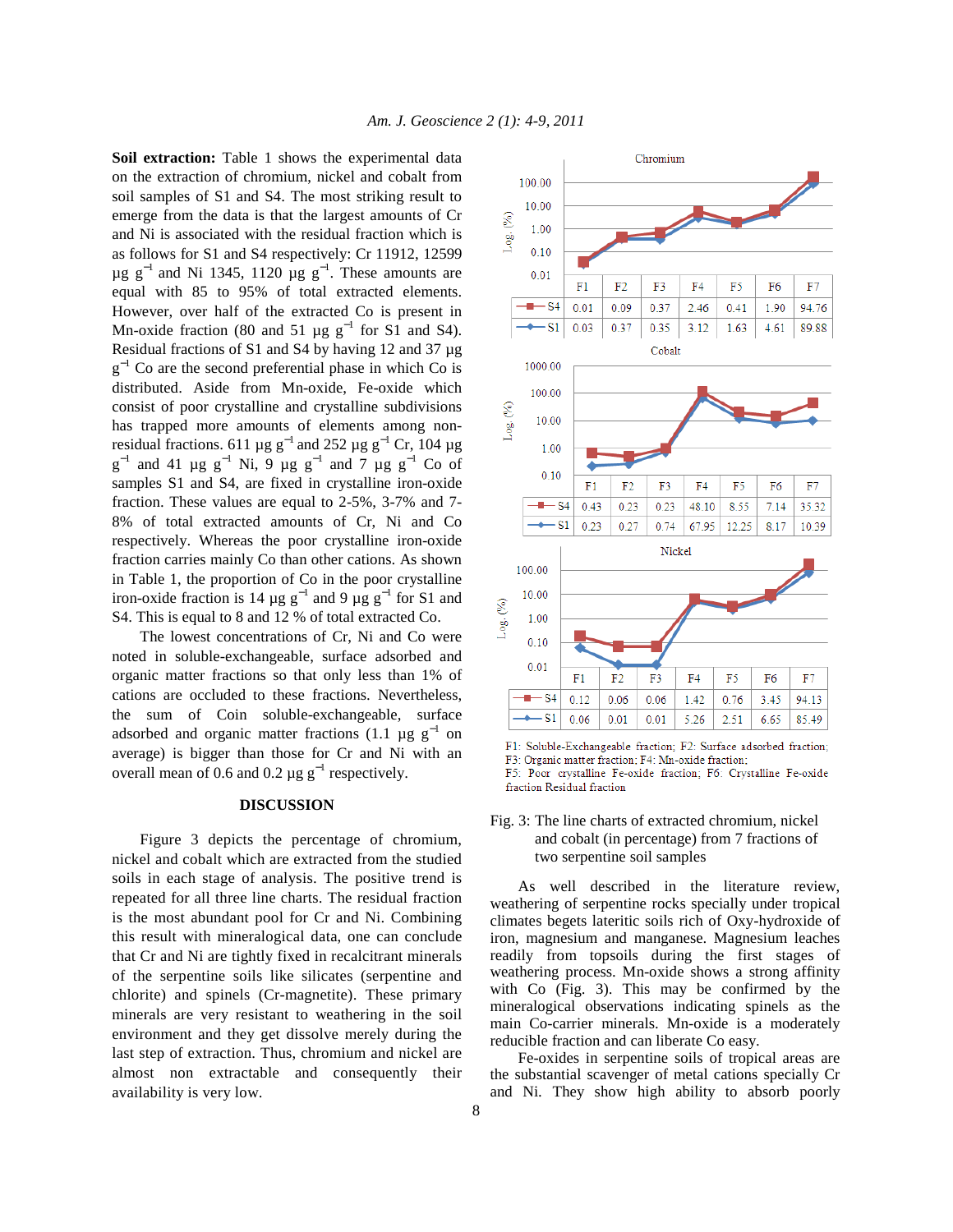**Soil extraction:** Table 1 shows the experimental data on the extraction of chromium, nickel and cobalt from soil samples of S1 and S4. The most striking result to emerge from the data is that the largest amounts of Cr and Ni is associated with the residual fraction which is as follows for S1 and S4 respectively: Cr 11912, 12599 µg $g^{-1}$ and Ni 1345, 1120 µg $g^{-1}$. These amounts are equal with 85 to 95% of total extracted elements. However, over half of the extracted Co is present in Mn-oxide fraction (80 and 51 µg $g^{-1}$ for S1 and S4). Residual fractions of S1 and S4 by having 12 and 37 µg $g^{-1}$ Co are the second preferential phase in which Co is distributed. Aside from Mn-oxide, Fe-oxide which consist of poor crystalline and crystalline subdivisions has trapped more amounts of elements among non-residual fractions. 611 µg $g^{-1}$ and 252 µg $g^{-1}$ Cr, 104 µg $g^{-1}$ and 41 µg $g^{-1}$ Ni, 9 µg $g^{-1}$ and 7 µg $g^{-1}$ Co of samples S1 and S4, are fixed in crystalline iron-oxide fraction. These values are equal to 2-5%, 3-7% and 7-8% of total extracted amounts of Cr, Ni and Co respectively. Whereas the poor crystalline iron-oxide fraction carries mainly Co than other cations. As shown in Table 1, the proportion of Co in the poor crystalline iron-oxide fraction is 14 µg $g^{-1}$ and 9 µg $g^{-1}$ for S1 and S4. This is equal to 8 and 12 % of total extracted Co.

The lowest concentrations of Cr, Ni and Co were noted in soluble-exchangeable, surface adsorbed and organic matter fractions so that only less than 1% of cations are occluded to these fractions. Nevertheless, the sum of Coin soluble-exchangeable, surface adsorbed and organic matter fractions (1.1 µg $g^{-1}$ on average) is bigger than those for Cr and Ni with an overall mean of 0.6 and 0.2 µg $g^{-1}$ respectively.

## DISCUSSION

Figure 3 depicts the percentage of chromium, nickel and cobalt which are extracted from the studied soils in each stage of analysis. The positive trend is repeated for all three line charts. The residual fraction is the most abundant pool for Cr and Ni. Combining this result with mineralogical data, one can conclude that Cr and Ni are tightly fixed in recalcitrant minerals of the serpentine soils like silicates (serpentine and chlorite) and spinels (Cr-magnetite). These primary minerals are very resistant to weathering in the soil environment and they get dissolve merely during the last step of extraction. Thus, chromium and nickel are almost non extractable and consequently their availability is very low.

Chromium

| Log. (%) | F1 | F2 | F3 | F4 | F5 | F6 | F7 |
|---|---|---|---|---|---|---|---|
| S4 | 0.01 | 0.09 | 0.37 | 2.46 | 0.41 | 1.90 | 94.76 |
| S1 | 0.03 | 0.37 | 0.35 | 3.12 | 1.63 | 4.61 | 89.88 |

Cobalt

| Log. (%) | F1 | F2 | F3 | F4 | F5 | F6 | F7 |
|---|---|---|---|---|---|---|---|
| S4 | 0.43 | 0.23 | 0.23 | 48.10 | 8.55 | 7.14 | 35.32 |
| S1 | 0.23 | 0.27 | 0.74 | 67.95 | 12.25 | 8.17 | 10.39 |

Nickel

| Log. (%) | F1 | F2 | F3 | F4 | F5 | F6 | F7 |
|---|---|---|---|---|---|---|---|
| S4 | 0.12 | 0.06 | 0.06 | 1.42 | 0.76 | 3.45 | 94.13 |
| S1 | 0.06 | 0.01 | 0.01 | 5.26 | 2.51 | 6.65 | 85.49 |

F1: Soluble-Exchangeable fraction; F2: Surface adsorbed fraction; F3: Organic matter fraction; F4: Mn-oxide fraction; F5: Poor crystalline Fe-oxide fraction; F6: Crystalline Fe-oxide fraction Residual fraction

Fig. 3: The line charts of extracted chromium, nickel and cobalt (in percentage) from 7 fractions of two serpentine soil samples

As well described in the literature review, weathering of serpentine rocks specially under tropical climates begets lateritic soils rich of Oxy-hydroxide of iron, magnesium and manganese. Magnesium leaches readily from topsoils during the first stages of weathering process. Mn-oxide shows a strong affinity with Co (Fig. 3). This may be confirmed by the mineralogical observations indicating spinels as the main Co-carrier minerals. Mn-oxide is a moderately reducible fraction and can liberate Co easy.

Fe-oxides in serpentine soils of tropical areas are the substantial scavenger of metal cations specially Cr and Ni. They show high ability to absorb poorly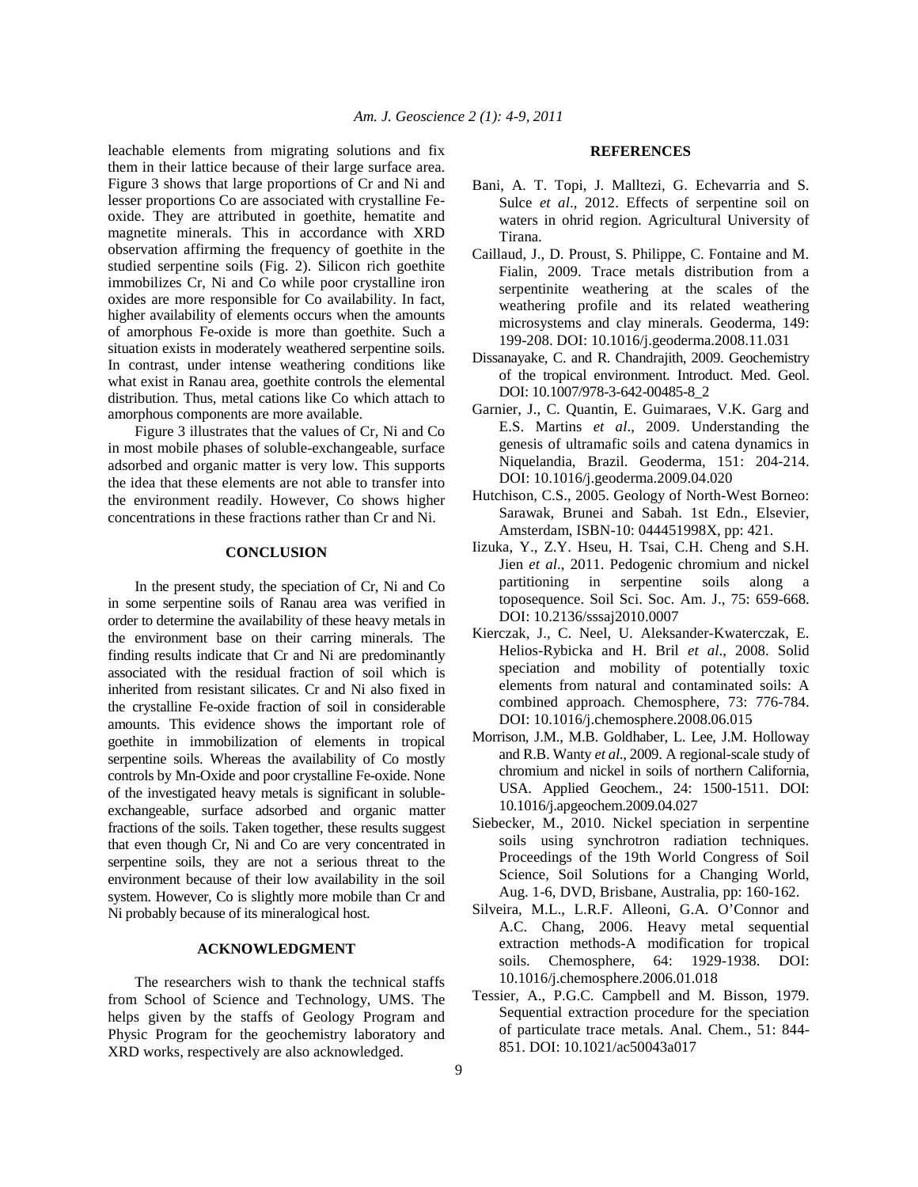leachable elements from migrating solutions and fix them in their lattice because of their large surface area. Figure 3 shows that large proportions of Cr and Ni and lesser proportions Co are associated with crystalline Fe-oxide. They are attributed in goethite, hematite and magnetite minerals. This in accordance with XRD observation affirming the frequency of goethite in the studied serpentine soils (Fig. 2). Silicon rich goethite immobilizes Cr, Ni and Co while poor crystalline iron oxides are more responsible for Co availability. In fact, higher availability of elements occurs when the amounts of amorphous Fe-oxide is more than goethite. Such a situation exists in moderately weathered serpentine soils. In contrast, under intense weathering conditions like what exist in Ranau area, goethite controls the elemental distribution. Thus, metal cations like Co which attach to amorphous components are more available.

Figure 3 illustrates that the values of Cr, Ni and Co in most mobile phases of soluble-exchangeable, surface adsorbed and organic matter is very low. This supports the idea that these elements are not able to transfer into the environment readily. However, Co shows higher concentrations in these fractions rather than Cr and Ni.

## CONCLUSION

In the present study, the speciation of Cr, Ni and Co in some serpentine soils of Ranau area was verified in order to determine the availability of these heavy metals in the environment base on their carring minerals. The finding results indicate that Cr and Ni are predominantly associated with the residual fraction of soil which is inherited from resistant silicates. Cr and Ni also fixed in the crystalline Fe-oxide fraction of soil in considerable amounts. This evidence shows the important role of goethite in immobilization of elements in tropical serpentine soils. Whereas the availability of Co mostly controls by Mn-Oxide and poor crystalline Fe-oxide. None of the investigated heavy metals is significant in soluble-exchangeable, surface adsorbed and organic matter fractions of the soils. Taken together, these results suggest that even though Cr, Ni and Co are very concentrated in serpentine soils, they are not a serious threat to the environment because of their low availability in the soil system. However, Co is slightly more mobile than Cr and Ni probably because of its mineralogical host.

## ACKNOWLEDGMENT

The researchers wish to thank the technical staffs from School of Science and Technology, UMS. The helps given by the staffs of Geology Program and Physic Program for the geochemistry laboratory and XRD works, respectively are also acknowledged.

## REFERENCES

Bani, A. T. Topi, J. Malltezi, G. Echevarria and S. Sulce *et al*., 2012. Effects of serpentine soil on waters in ohrid region. Agricultural University of Tirana.

Caillaud, J., D. Proust, S. Philippe, C. Fontaine and M. Fialin, 2009. Trace metals distribution from a serpentinite weathering at the scales of the weathering profile and its related weathering microsystems and clay minerals. Geoderma, 149: 199-208. DOI: 10.1016/j.geoderma.2008.11.031

Dissanayake, C. and R. Chandrajith, 2009. Geochemistry of the tropical environment. Introduct. Med. Geol. DOI: 10.1007/978-3-642-00485-8_2

Garnier, J., C. Quantin, E. Guimaraes, V.K. Garg and E.S. Martins *et al*., 2009. Understanding the genesis of ultramafic soils and catena dynamics in Niquelandia, Brazil. Geoderma, 151: 204-214. DOI: 10.1016/j.geoderma.2009.04.020

Hutchison, C.S., 2005. Geology of North-West Borneo: Sarawak, Brunei and Sabah. 1st Edn., Elsevier, Amsterdam, ISBN-10: 044451998X, pp: 421.

Iizuka, Y., Z.Y. Hseu, H. Tsai, C.H. Cheng and S.H. Jien *et al*., 2011. Pedogenic chromium and nickel partitioning in serpentine soils along a toposequence. Soil Sci. Soc. Am. J., 75: 659-668. DOI: 10.2136/sssaj2010.0007

Kierczak, J., C. Neel, U. Aleksander-Kwaterczak, E. Helios-Rybicka and H. Bril *et al*., 2008. Solid speciation and mobility of potentially toxic elements from natural and contaminated soils: A combined approach. Chemosphere, 73: 776-784. DOI: 10.1016/j.chemosphere.2008.06.015

Morrison, J.M., M.B. Goldhaber, L. Lee, J.M. Holloway and R.B. Wanty *et al*., 2009. A regional-scale study of chromium and nickel in soils of northern California, USA. Applied Geochem., 24: 1500-1511. DOI: 10.1016/j.apgeochem.2009.04.027

Siebecker, M., 2010. Nickel speciation in serpentine soils using synchrotron radiation techniques. Proceedings of the 19th World Congress of Soil Science, Soil Solutions for a Changing World, Aug. 1-6, DVD, Brisbane, Australia, pp: 160-162.

Silveira, M.L., L.R.F. Alleoni, G.A. O'Connor and A.C. Chang, 2006. Heavy metal sequential extraction methods-A modification for tropical soils. Chemosphere, 64: 1929-1938. DOI: 10.1016/j.chemosphere.2006.01.018

Tessier, A., P.G.C. Campbell and M. Bisson, 1979. Sequential extraction procedure for the speciation of particulate trace metals. Anal. Chem., 51: 844-851. DOI: 10.1021/ac50043a017